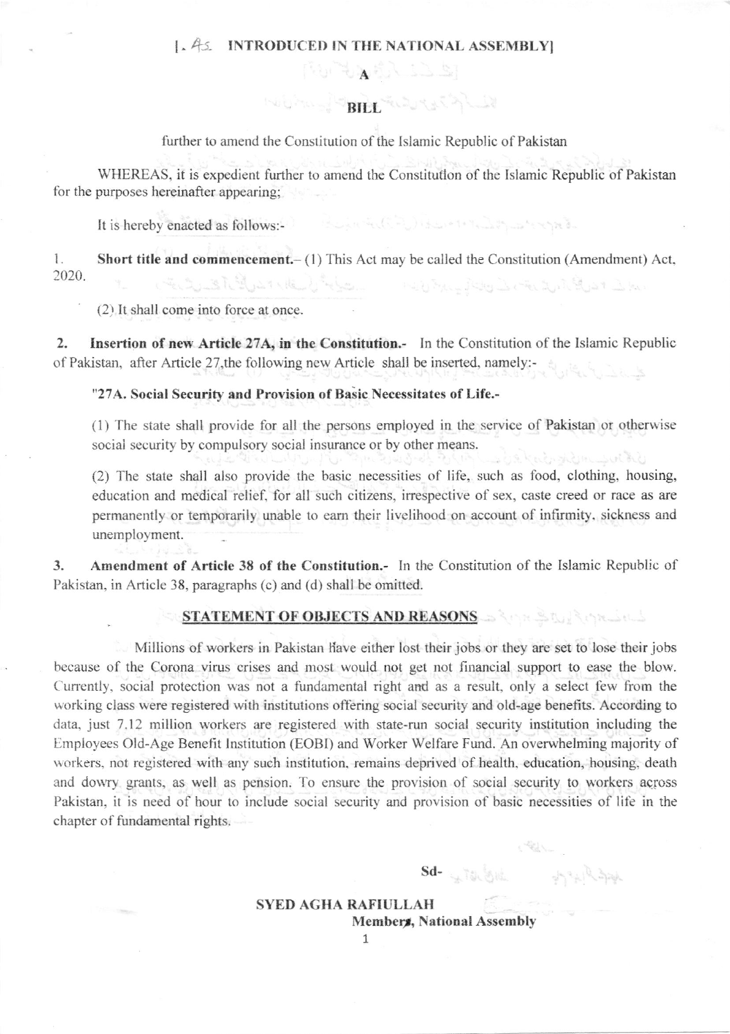[. As INTRODUCED IN THE NATIONAL ASSEMBLY]

# A

# BILL

further to amend the Constitution of the Islamic Republic of Pakistan

WHEREAS, it is expedient further to amend the Constitution of the Islamic Republic of Pakistan for the purposes hereinafter appearing;

It is hereby enacted as follows:-

1. **Short title and commencement.**– (1) This Act may be called the Constitution (Amendment) Act, 2020.

(2) It shall come into force at once.

2. **Insertion of new Article 27A, in the Constitution.**- In the Constitution of the Islamic Republic of Pakistan, after Article 27,the following new Article shall be inserted, namely:-

**"27A. Social Security and Provision of Basic Necessitates of Life.-**

(1) The state shall provide for all the persons employed in the service of Pakistan or otherwise social security by compulsory social insurance or by other means.

(2) The state shall also provide the basic necessities of life, such as food, clothing, housing, education and medical relief, for all such citizens, irrespective of sex, caste creed or race as are permanently or temporarily unable to earn their livelihood on account of infirmity, sickness and unemployment.

3. **Amendment of Article 38 of the Constitution.**- In the Constitution of the Islamic Republic of Pakistan, in Article 38, paragraphs (c) and (d) shall be omitted.

## STATEMENT OF OBJECTS AND REASONS

Millions of workers in Pakistan have either lost their jobs or they are set to lose their jobs because of the Corona virus crises and most would not get not financial support to ease the blow. Currently, social protection was not a fundamental right and as a result, only a select few from the working class were registered with institutions offering social security and old-age benefits. According to data, just 7.12 million workers are registered with state-run social security institution including the Employees Old-Age Benefit Institution (EOBI) and Worker Welfare Fund. An overwhelming majority of workers, not registered with any such institution, remains deprived of health, education, housing, death and dowry grants, as well as pension. To ensure the provision of social security to workers across Pakistan, it is need of hour to include social security and provision of basic necessities of life in the chapter of fundamental rights.

Sd-

**SYED AGHA RAFIULLAH**
**Member, National Assembly**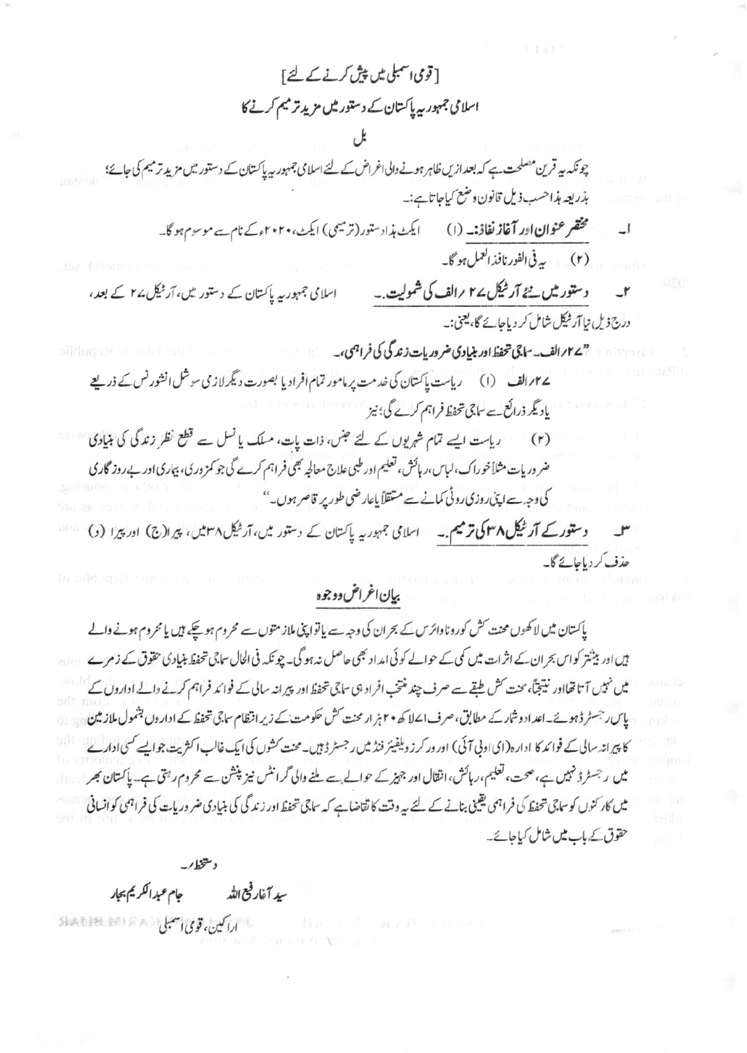[قومی اسمبلی میں پیش کرنے کے لئے]

# اسلامی جمہوریہ پاکستان کے دستور میں مزید ترمیم کرنے کا

## بل

چونکہ یہ قرین مصلحت ہے کہ بعد ازیں ظاہر ہونے والی اغراض کے لئے اسلامی جمہوریہ پاکستان کے دستور میں مزید ترمیم کی جائے؛
بذریعہ ہذا حسب ذیل قانون وضع کیا جاتا ہے:۔

۱۔ **مختصر عنوان اور آغاز نفاذ:۔** (۱) ایکٹ ہذا دستور (ترمیمی) ایکٹ، ۲۰۲۰ء کے نام سے موسوم ہو گا۔

(۲) یہ فی الفور نافذ العمل ہو گا۔

۲۔ **دستور میں نئے آرٹیکل ۲۷/الف کی شمولیت۔۔** اسلامی جمہوریہ پاکستان کے دستور میں، آرٹیکل ۲۷ کے بعد، درج ذیل نیا آرٹیکل شامل کر دیا جائے گا، یعنی:۔

"۲۷/الف۔ سماجی تحفظ اور بنیادی ضروریات زندگی کی فراہمی۔

۲۷/الف (۱) ریاست پاکستان کی خدمت پر مامور تمام افراد یا بصورت دیگر لازمی سوشل انشورنس کے ذریعے یا دیگر ذرائع سے سماجی تحفظ فراہم کرے گی؛ نیز

(۲) ریاست ایسے تمام شہریوں کے لئے جنس، ذات پات، مسلک یا نسل سے قطع نظر زندگی کی بنیادی ضروریات مثلاً خوراک، لباس، رہائش، تعلیم اور طبی علاج معالجہ بھی فراہم کرے گی جو کمزوری، بیماری اور بے روزگاری کی وجہ سے اپنی روزی روٹی کمانے سے مستقلاً یا عارضی طور پر قاصر ہوں۔"

۳۔ **دستور کے آرٹیکل ۳۸ کی ترمیم۔۔** اسلامی جمہوریہ پاکستان کے دستور میں، آرٹیکل ۳۸ میں، پیرا (ج) اور پیرا (د) حذف کر دیا جائے گا۔

## بیان اغراض ووجوہ

پاکستان میں لاکھوں محنت کش کورونا وائرس کے بحران کی وجہ سے یا تو اپنی ملازمتوں سے محروم ہو چکے ہیں یا محروم ہونے والے ہیں اور بیشتر کو اس بحران کے اثرات میں کمی کے حوالے کوئی امداد بھی حاصل نہ ہو گی۔ چونکہ فی الحال سماجی تحفظ بنیادی حقوق کے زمرے میں نہیں آتا تھا اور نتیجتاً، محنت کش طبقے سے صرف چند منتخب افراد ہی سماجی تحفظ اور پیرانہ سالی کے فوائد فراہم کرنے والے اداروں کے پاس رجسٹرڈ ہوئے۔ اعداد و شمار کے مطابق، صرف ۷۱لاکھ ۲۰ ہزار محنت کش حکومت کے زیر انتظام سماجی تحفظ کے اداروں بشمول ملازمین کا پیرانہ سالی کے فوائد کا ادارہ (ای او بی آئی) اور ورکرز ویلفیئر فنڈ میں رجسٹرڈ ہیں۔ محنت کشوں کی ایک غالب اکثریت جو ایسے کسی ادارے میں رجسٹرڈ نہیں ہے، صحت، تعلیم، رہائش، انتقال اور جہیز کے حوالے سے ملنے والی گرانٹس نیز پنشن سے محروم رہتی ہے۔ پاکستان بھر میں کارکنوں کو سماجی تحفظ کی فراہمی یقینی بنانے کے لئے یہ وقت کا تقاضا ہے کہ سماجی تحفظ اور زندگی کی بنیادی ضروریات کی فراہمی کو انسانی حقوق کے باب میں شامل کیا جائے۔

دستخط/۔

سید آغا رفیع اللہ &nbsp;&nbsp;&nbsp;&nbsp; جام عبدالکریم بجار

اراکین، قومی اسمبلی